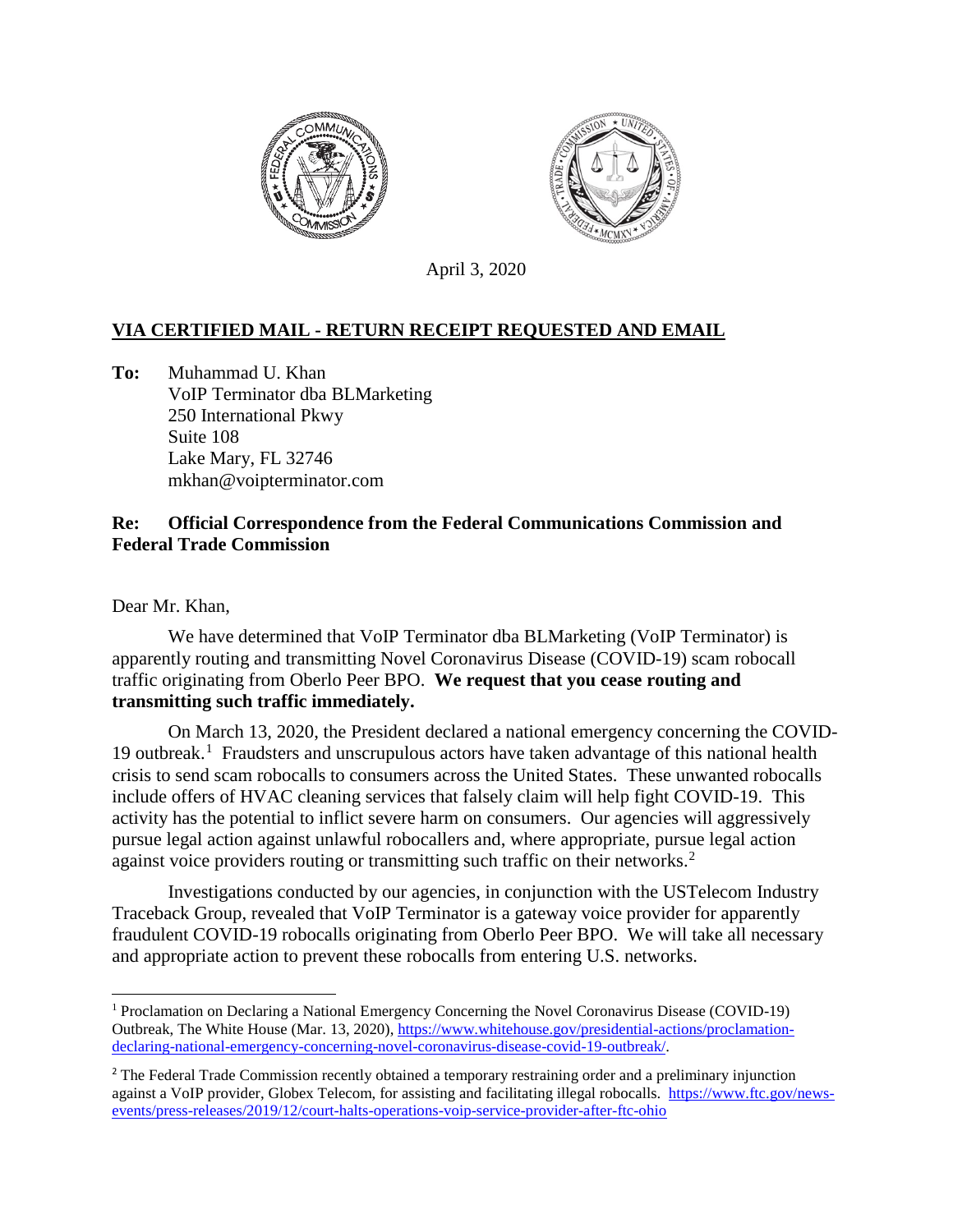April 3, 2020

**VIA CERTIFIED MAIL - RETURN RECEIPT REQUESTED AND EMAIL**

**To:** Muhammad U. Khan
VoIP Terminator dba BLMarketing
250 International Pkwy
Suite 108
Lake Mary, FL 32746
mkhan@voipterminator.com

**Re: Official Correspondence from the Federal Communications Commission and Federal Trade Commission**

Dear Mr. Khan,

We have determined that VoIP Terminator dba BLMarketing (VoIP Terminator) is apparently routing and transmitting Novel Coronavirus Disease (COVID-19) scam robocall traffic originating from Oberlo Peer BPO. **We request that you cease routing and transmitting such traffic immediately.**

On March 13, 2020, the President declared a national emergency concerning the COVID-19 outbreak.[1] Fraudsters and unscrupulous actors have taken advantage of this national health crisis to send scam robocalls to consumers across the United States. These unwanted robocalls include offers of HVAC cleaning services that falsely claim will help fight COVID-19. This activity has the potential to inflict severe harm on consumers. Our agencies will aggressively pursue legal action against unlawful robocallers and, where appropriate, pursue legal action against voice providers routing or transmitting such traffic on their networks.[2]

Investigations conducted by our agencies, in conjunction with the USTelecom Industry Traceback Group, revealed that VoIP Terminator is a gateway voice provider for apparently fraudulent COVID-19 robocalls originating from Oberlo Peer BPO. We will take all necessary and appropriate action to prevent these robocalls from entering U.S. networks.

---

[1] Proclamation on Declaring a National Emergency Concerning the Novel Coronavirus Disease (COVID-19) Outbreak, The White House (Mar. 13, 2020), https://www.whitehouse.gov/presidential-actions/proclamation-declaring-national-emergency-concerning-novel-coronavirus-disease-covid-19-outbreak/.

[2] The Federal Trade Commission recently obtained a temporary restraining order and a preliminary injunction against a VoIP provider, Globex Telecom, for assisting and facilitating illegal robocalls. https://www.ftc.gov/news-events/press-releases/2019/12/court-halts-operations-voip-service-provider-after-ftc-ohio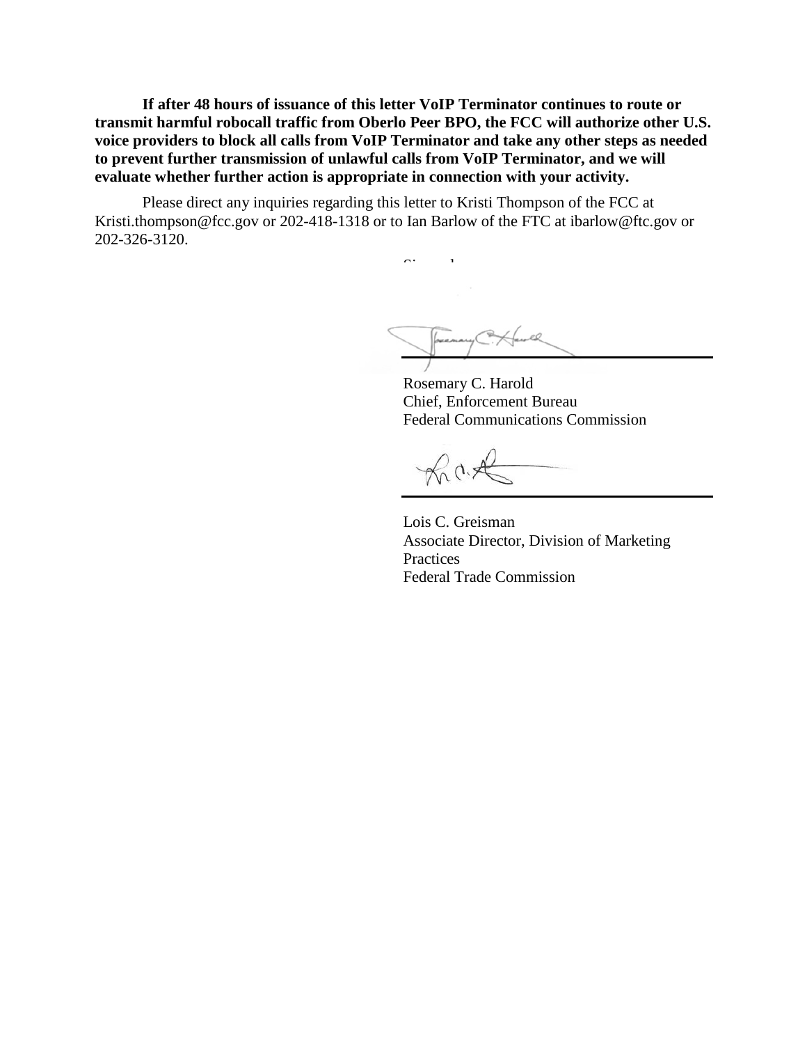**If after 48 hours of issuance of this letter VoIP Terminator continues to route or transmit harmful robocall traffic from Oberlo Peer BPO, the FCC will authorize other U.S. voice providers to block all calls from VoIP Terminator and take any other steps as needed to prevent further transmission of unlawful calls from VoIP Terminator, and we will evaluate whether further action is appropriate in connection with your activity.**

Please direct any inquiries regarding this letter to Kristi Thompson of the FCC at Kristi.thompson@fcc.gov or 202-418-1318 or to Ian Barlow of the FTC at ibarlow@ftc.gov or 202-326-3120.

Sincerely,

Rosemary C. Harold
Chief, Enforcement Bureau
Federal Communications Commission

Lois C. Greisman
Associate Director, Division of Marketing Practices
Federal Trade Commission